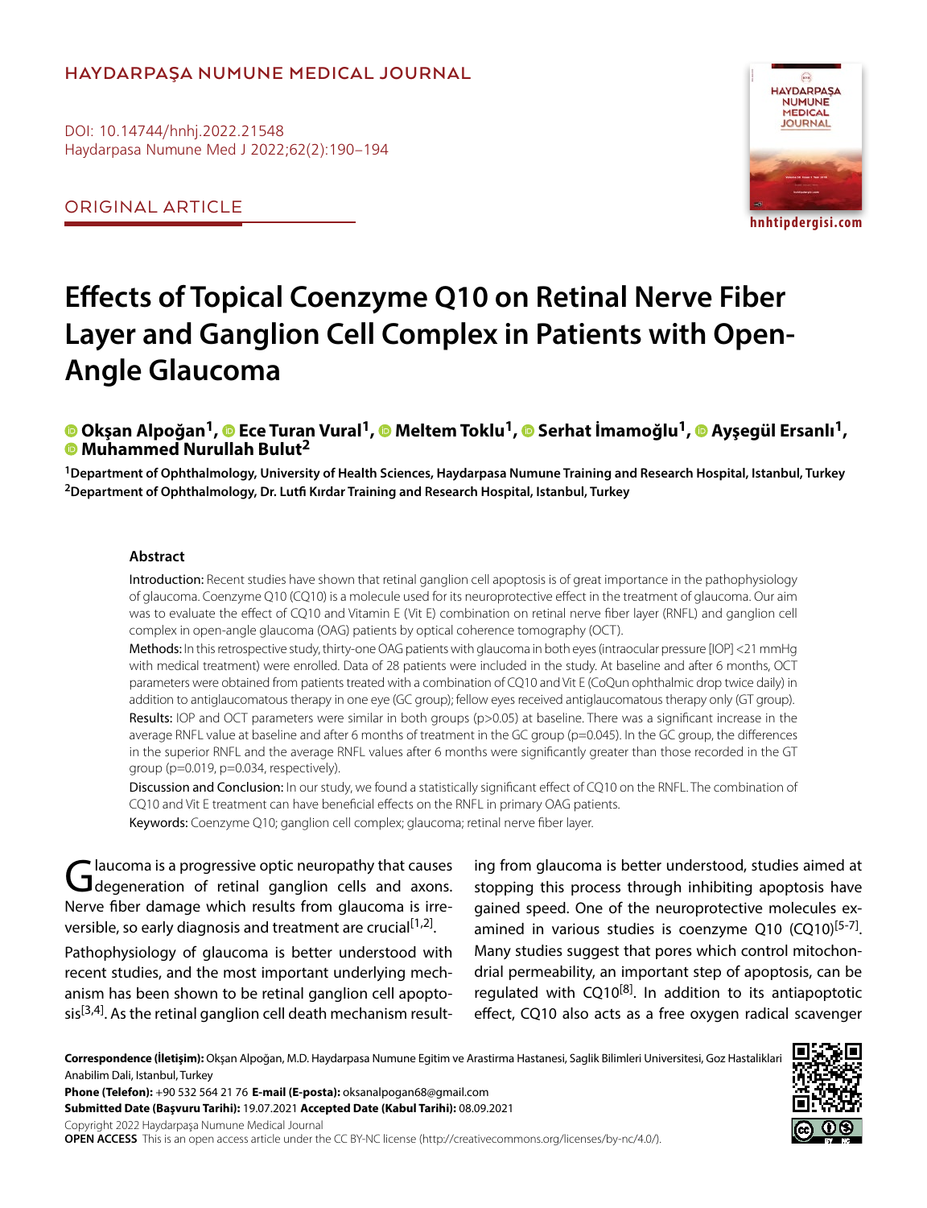HAYDARPAŞA NUMUNE MEDICAL JOURNAL

DOI: 10.14744/hnhj.2022.21548

ORIGINAL ARTICLE

# Effects of Topical Coenzyme Q10 on Retinal Nerve Fiber Layer and Ganglion Cell Complex in Patients with Open-Angle Glaucoma

**Okşan Alpoğan[1], Ece Turan Vural[1], Meltem Toklu[1], Serhat İmamoğlu[1], Ayşegül Ersanlı[1], Muhammed Nurullah Bulut[2]**

[1]Department of Ophthalmology, University of Health Sciences, Haydarpasa Numune Training and Research Hospital, Istanbul, Turkey
[2]Department of Ophthalmology, Dr. Lutfi Kırdar Training and Research Hospital, Istanbul, Turkey

## Abstract

**Introduction:** Recent studies have shown that retinal ganglion cell apoptosis is of great importance in the pathophysiology of glaucoma. Coenzyme Q10 (CQ10) is a molecule used for its neuroprotective effect in the treatment of glaucoma. Our aim was to evaluate the effect of CQ10 and Vitamin E (Vit E) combination on retinal nerve fiber layer (RNFL) and ganglion cell complex in open-angle glaucoma (OAG) patients by optical coherence tomography (OCT).

**Methods:** In this retrospective study, thirty-one OAG patients with glaucoma in both eyes (intraocular pressure [IOP] <21 mmHg with medical treatment) were enrolled. Data of 28 patients were included in the study. At baseline and after 6 months, OCT parameters were obtained from patients treated with a combination of CQ10 and Vit E (CoQun ophthalmic drop twice daily) in addition to antiglaucomatous therapy in one eye (GC group); fellow eyes received antiglaucomatous therapy only (GT group).

**Results:** IOP and OCT parameters were similar in both groups (p>0.05) at baseline. There was a significant increase in the average RNFL value at baseline and after 6 months of treatment in the GC group (p=0.045). In the GC group, the differences in the superior RNFL and the average RNFL values after 6 months were significantly greater than those recorded in the GT group (p=0.019, p=0.034, respectively).

**Discussion and Conclusion:** In our study, we found a statistically significant effect of CQ10 on the RNFL. The combination of CQ10 and Vit E treatment can have beneficial effects on the RNFL in primary OAG patients.

**Keywords:** Coenzyme Q10; ganglion cell complex; glaucoma; retinal nerve fiber layer.

Glaucoma is a progressive optic neuropathy that causes degeneration of retinal ganglion cells and axons. Nerve fiber damage which results from glaucoma is irreversible, so early diagnosis and treatment are crucial[1,2].

Pathophysiology of glaucoma is better understood with recent studies, and the most important underlying mechanism has been shown to be retinal ganglion cell apoptosis[3,4]. As the retinal ganglion cell death mechanism resulting from glaucoma is better understood, studies aimed at stopping this process through inhibiting apoptosis have gained speed. One of the neuroprotective molecules examined in various studies is coenzyme Q10 (CQ10)[5-7]. Many studies suggest that pores which control mitochondrial permeability, an important step of apoptosis, can be regulated with CQ10[8]. In addition to its antiapoptotic effect, CQ10 also acts as a free oxygen radical scavenger

**Correspondence (İletişim):** Okşan Alpoğan, M.D. Haydarpasa Numune Egitim ve Arastirma Hastanesi, Saglik Bilimleri Universitesi, Goz Hastaliklari Anabilim Dali, Istanbul, Turkey
**Phone (Telefon):** +90 532 564 21 76 **E-mail (E-posta):** oksanalpogan68@gmail.com
**Submitted Date (Başvuru Tarihi):** 19.07.2021 **Accepted Date (Kabul Tarihi):** 08.09.2021
Copyright 2022 Haydarpaşa Numune Medical Journal
**OPEN ACCESS** This is an open access article under the CC BY-NC license (http://creativecommons.org/licenses/by-nc/4.0/).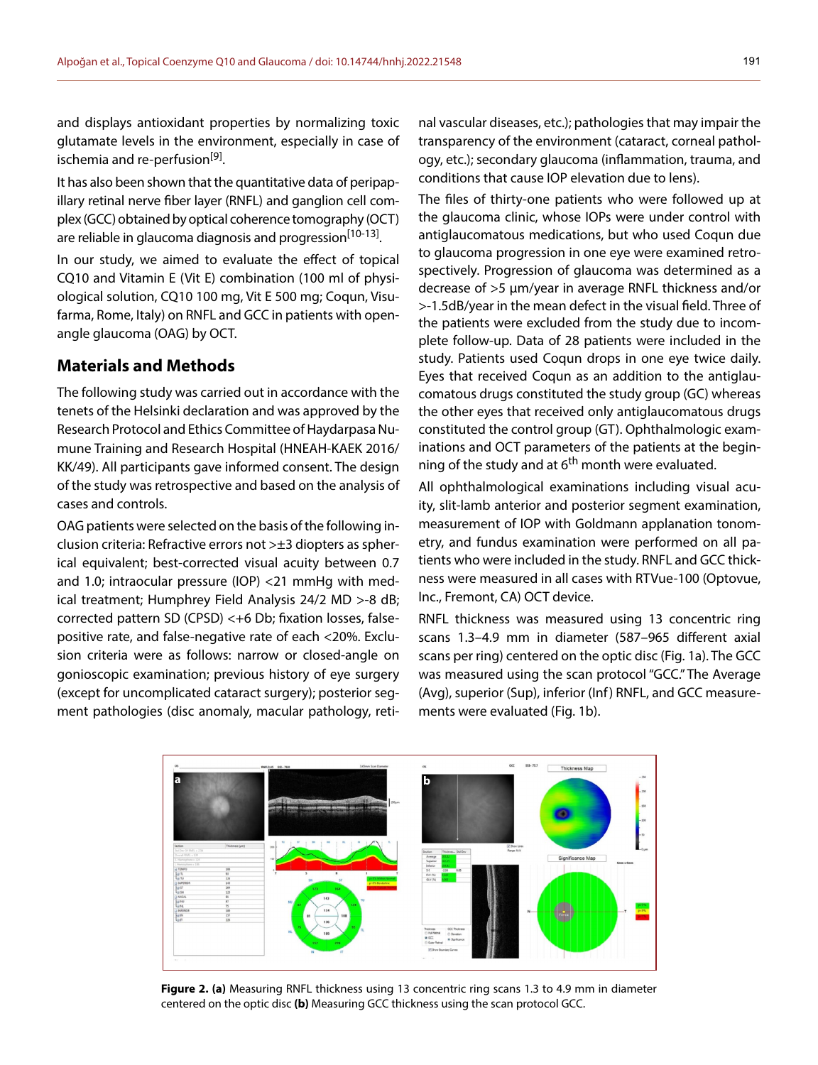and displays antioxidant properties by normalizing toxic glutamate levels in the environment, especially in case of ischemia and re-perfusion[9].

It has also been shown that the quantitative data of peripapillary retinal nerve fiber layer (RNFL) and ganglion cell complex (GCC) obtained by optical coherence tomography (OCT) are reliable in glaucoma diagnosis and progression[10-13].

In our study, we aimed to evaluate the effect of topical CQ10 and Vitamin E (Vit E) combination (100 ml of physiological solution, CQ10 100 mg, Vit E 500 mg; Coqun, Visufarma, Rome, Italy) on RNFL and GCC in patients with open-angle glaucoma (OAG) by OCT.

## Materials and Methods

The following study was carried out in accordance with the tenets of the Helsinki declaration and was approved by the Research Protocol and Ethics Committee of Haydarpasa Numune Training and Research Hospital (HNEAH-KAEK 2016/KK/49). All participants gave informed consent. The design of the study was retrospective and based on the analysis of cases and controls.

OAG patients were selected on the basis of the following inclusion criteria: Refractive errors not >±3 diopters as spherical equivalent; best-corrected visual acuity between 0.7 and 1.0; intraocular pressure (IOP) <21 mmHg with medical treatment; Humphrey Field Analysis 24/2 MD >-8 dB; corrected pattern SD (CPSD) <+6 Db; fixation losses, false-positive rate, and false-negative rate of each <20%. Exclusion criteria were as follows: narrow or closed-angle on gonioscopic examination; previous history of eye surgery (except for uncomplicated cataract surgery); posterior segment pathologies (disc anomaly, macular pathology, retinal vascular diseases, etc.); pathologies that may impair the transparency of the environment (cataract, corneal pathology, etc.); secondary glaucoma (inflammation, trauma, and conditions that cause IOP elevation due to lens).

The files of thirty-one patients who were followed up at the glaucoma clinic, whose IOPs were under control with antiglaucomatous medications, but who used Coqun due to glaucoma progression in one eye were examined retrospectively. Progression of glaucoma was determined as a decrease of >5 µm/year in average RNFL thickness and/or >-1.5dB/year in the mean defect in the visual field. Three of the patients were excluded from the study due to incomplete follow-up. Data of 28 patients were included in the study. Patients used Coqun drops in one eye twice daily. Eyes that received Coqun as an addition to the antiglaucomatous drugs constituted the study group (GC) whereas the other eyes that received only antiglaucomatous drugs constituted the control group (GT). Ophthalmologic examinations and OCT parameters of the patients at the beginning of the study and at 6th month were evaluated.

All ophthalmological examinations including visual acuity, slit-lamb anterior and posterior segment examination, measurement of IOP with Goldmann applanation tonometry, and fundus examination were performed on all patients who were included in the study. RNFL and GCC thickness were measured in all cases with RTVue-100 (Optovue, Inc., Fremont, CA) OCT device.

RNFL thickness was measured using 13 concentric ring scans 1.3–4.9 mm in diameter (587–965 different axial scans per ring) centered on the optic disc (Fig. 1a). The GCC was measured using the scan protocol "GCC." The Average (Avg), superior (Sup), inferior (Inf) RNFL, and GCC measurements were evaluated (Fig. 1b).

**Figure 2. (a)** Measuring RNFL thickness using 13 concentric ring scans 1.3 to 4.9 mm in diameter centered on the optic disc **(b)** Measuring GCC thickness using the scan protocol GCC.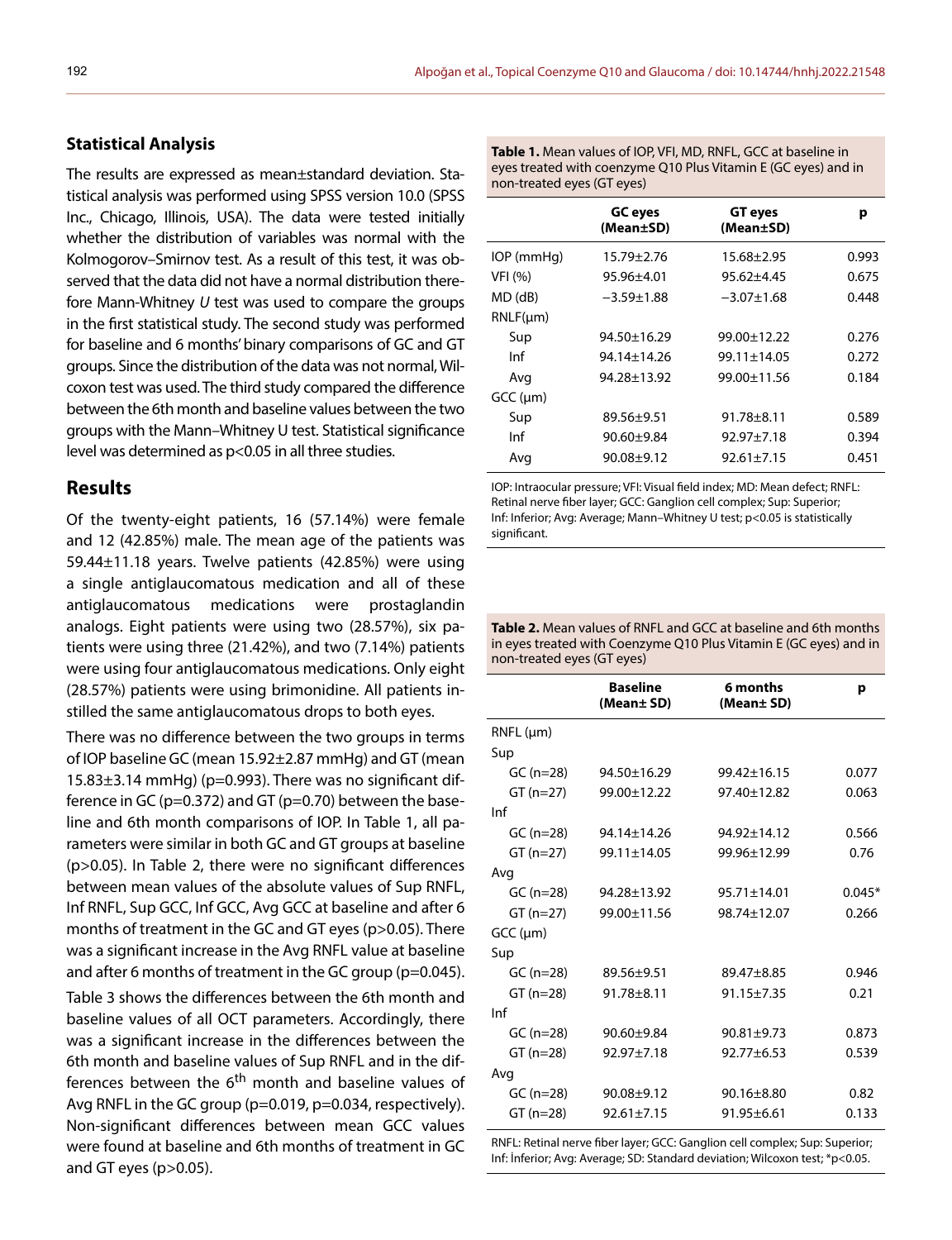## Statistical Analysis

The results are expressed as mean±standard deviation. Statistical analysis was performed using SPSS version 10.0 (SPSS Inc., Chicago, Illinois, USA). The data were tested initially whether the distribution of variables was normal with the Kolmogorov–Smirnov test. As a result of this test, it was observed that the data did not have a normal distribution therefore Mann-Whitney *U* test was used to compare the groups in the first statistical study. The second study was performed for baseline and 6 months' binary comparisons of GC and GT groups. Since the distribution of the data was not normal, Wilcoxon test was used. The third study compared the difference between the 6th month and baseline values between the two groups with the Mann–Whitney U test. Statistical significance level was determined as p<0.05 in all three studies.

# Results

Of the twenty-eight patients, 16 (57.14%) were female and 12 (42.85%) male. The mean age of the patients was 59.44±11.18 years. Twelve patients (42.85%) were using a single antiglaucomatous medication and all of these antiglaucomatous medications were prostaglandin analogs. Eight patients were using two (28.57%), six patients were using three (21.42%), and two (7.14%) patients were using four antiglaucomatous medications. Only eight (28.57%) patients were using brimonidine. All patients instilled the same antiglaucomatous drops to both eyes.

There was no difference between the two groups in terms of IOP baseline GC (mean 15.92±2.87 mmHg) and GT (mean 15.83±3.14 mmHg) (p=0.993). There was no significant difference in GC (p=0.372) and GT (p=0.70) between the baseline and 6th month comparisons of IOP. In Table 1, all parameters were similar in both GC and GT groups at baseline (p>0.05). In Table 2, there were no significant differences between mean values of the absolute values of Sup RNFL, Inf RNFL, Sup GCC, Inf GCC, Avg GCC at baseline and after 6 months of treatment in the GC and GT eyes (p>0.05). There was a significant increase in the Avg RNFL value at baseline and after 6 months of treatment in the GC group (p=0.045).

Table 3 shows the differences between the 6th month and baseline values of all OCT parameters. Accordingly, there was a significant increase in the differences between the 6th month and baseline values of Sup RNFL and in the differences between the 6$^{th}$ month and baseline values of Avg RNFL in the GC group (p=0.019, p=0.034, respectively). Non-significant differences between mean GCC values were found at baseline and 6th months of treatment in GC and GT eyes (p>0.05).

**Table 1.** Mean values of IOP, VFI, MD, RNFL, GCC at baseline in eyes treated with coenzyme Q10 Plus Vitamin E (GC eyes) and in non-treated eyes (GT eyes)

| | GC eyes (Mean±SD) | GT eyes (Mean±SD) | p |
|---|---|---|---|
| IOP (mmHg) | 15.79±2.76 | 15.68±2.95 | 0.993 |
| VFI (%) | 95.96±4.01 | 95.62±4.45 | 0.675 |
| MD (dB) | −3.59±1.88 | −3.07±1.68 | 0.448 |
| RNLF(µm) | | | |
| Sup | 94.50±16.29 | 99.00±12.22 | 0.276 |
| Inf | 94.14±14.26 | 99.11±14.05 | 0.272 |
| Avg | 94.28±13.92 | 99.00±11.56 | 0.184 |
| GCC (µm) | | | |
| Sup | 89.56±9.51 | 91.78±8.11 | 0.589 |
| Inf | 90.60±9.84 | 92.97±7.18 | 0.394 |
| Avg | 90.08±9.12 | 92.61±7.15 | 0.451 |

IOP: Intraocular pressure; VFI: Visual field index; MD: Mean defect; RNFL: Retinal nerve fiber layer; GCC: Ganglion cell complex; Sup: Superior; Inf: Inferior; Avg: Average; Mann–Whitney U test; p<0.05 is statistically significant.

**Table 2.** Mean values of RNFL and GCC at baseline and 6th months in eyes treated with Coenzyme Q10 Plus Vitamin E (GC eyes) and in non-treated eyes (GT eyes)

| | Baseline (Mean± SD) | 6 months (Mean± SD) | p |
|---|---|---|---|
| RNFL (µm) | | | |
| Sup | | | |
| GC (n=28) | 94.50±16.29 | 99.42±16.15 | 0.077 |
| GT (n=27) | 99.00±12.22 | 97.40±12.82 | 0.063 |
| Inf | | | |
| GC (n=28) | 94.14±14.26 | 94.92±14.12 | 0.566 |
| GT (n=27) | 99.11±14.05 | 99.96±12.99 | 0.76 |
| Avg | | | |
| GC (n=28) | 94.28±13.92 | 95.71±14.01 | 0.045* |
| GT (n=27) | 99.00±11.56 | 98.74±12.07 | 0.266 |
| GCC (µm) | | | |
| Sup | | | |
| GC (n=28) | 89.56±9.51 | 89.47±8.85 | 0.946 |
| GT (n=28) | 91.78±8.11 | 91.15±7.35 | 0.21 |
| Inf | | | |
| GC (n=28) | 90.60±9.84 | 90.81±9.73 | 0.873 |
| GT (n=28) | 92.97±7.18 | 92.77±6.53 | 0.539 |
| Avg | | | |
| GC (n=28) | 90.08±9.12 | 90.16±8.80 | 0.82 |
| GT (n=28) | 92.61±7.15 | 91.95±6.61 | 0.133 |

RNFL: Retinal nerve fiber layer; GCC: Ganglion cell complex; Sup: Superior; Inf: İnferior; Avg: Average; SD: Standard deviation; Wilcoxon test; *p<0.05.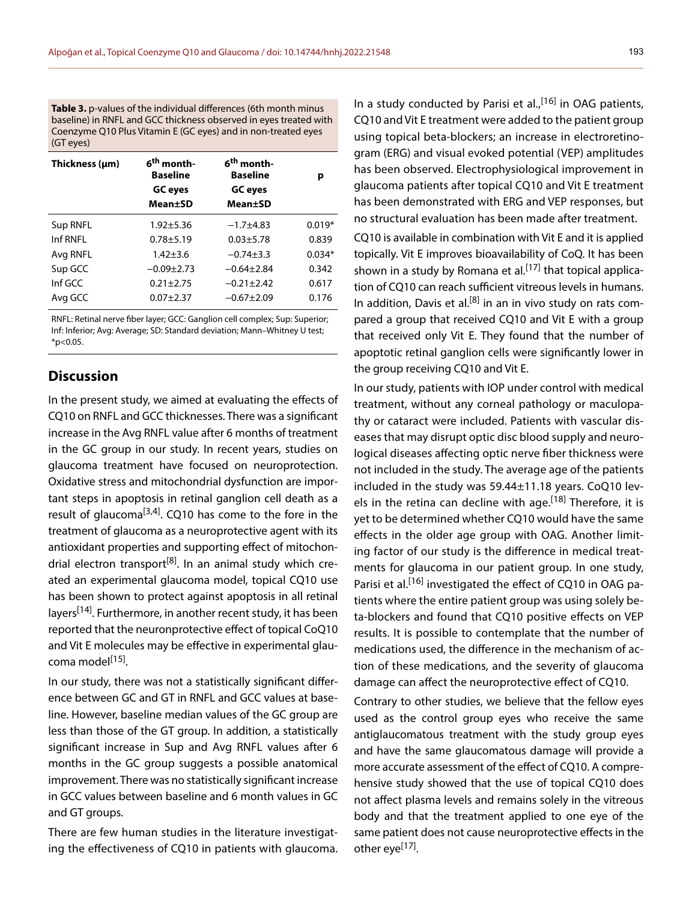**Table 3.** p-values of the individual differences (6th month minus baseline) in RNFL and GCC thickness observed in eyes treated with Coenzyme Q10 Plus Vitamin E (GC eyes) and in non-treated eyes (GT eyes)

| Thickness (μm) | 6th month-Baseline GC eyes Mean±SD | 6th month-Baseline GC eyes Mean±SD | p |
|---|---|---|---|
| Sup RNFL | 1.92±5.36 | −1.7±4.83 | 0.019* |
| Inf RNFL | 0.78±5.19 | 0.03±5.78 | 0.839 |
| Avg RNFL | 1.42±3.6 | −0.74±3.3 | 0.034* |
| Sup GCC | −0.09±2.73 | −0.64±2.84 | 0.342 |
| Inf GCC | 0.21±2.75 | −0.21±2.42 | 0.617 |
| Avg GCC | 0.07±2.37 | −0.67±2.09 | 0.176 |

RNFL: Retinal nerve fiber layer; GCC: Ganglion cell complex; Sup: Superior; Inf: Inferior; Avg: Average; SD: Standard deviation; Mann–Whitney U test; *p<0.05.

## Discussion

In the present study, we aimed at evaluating the effects of CQ10 on RNFL and GCC thicknesses. There was a significant increase in the Avg RNFL value after 6 months of treatment in the GC group in our study. In recent years, studies on glaucoma treatment have focused on neuroprotection. Oxidative stress and mitochondrial dysfunction are important steps in apoptosis in retinal ganglion cell death as a result of glaucoma[3,4]. CQ10 has come to the fore in the treatment of glaucoma as a neuroprotective agent with its antioxidant properties and supporting effect of mitochondrial electron transport[8]. In an animal study which created an experimental glaucoma model, topical CQ10 use has been shown to protect against apoptosis in all retinal layers[14]. Furthermore, in another recent study, it has been reported that the neuronprotective effect of topical CoQ10 and Vit E molecules may be effective in experimental glaucoma model[15].

In our study, there was not a statistically significant difference between GC and GT in RNFL and GCC values at baseline. However, baseline median values of the GC group are less than those of the GT group. In addition, a statistically significant increase in Sup and Avg RNFL values after 6 months in the GC group suggests a possible anatomical improvement. There was no statistically significant increase in GCC values between baseline and 6 month values in GC and GT groups.

There are few human studies in the literature investigating the effectiveness of CQ10 in patients with glaucoma. In a study conducted by Parisi et al.,[16] in OAG patients, CQ10 and Vit E treatment were added to the patient group using topical beta-blockers; an increase in electroretinogram (ERG) and visual evoked potential (VEP) amplitudes has been observed. Electrophysiological improvement in glaucoma patients after topical CQ10 and Vit E treatment has been demonstrated with ERG and VEP responses, but no structural evaluation has been made after treatment.

CQ10 is available in combination with Vit E and it is applied topically. Vit E improves bioavailability of CoQ. It has been shown in a study by Romana et al.[17] that topical application of CQ10 can reach sufficient vitreous levels in humans. In addition, Davis et al.[8] in an in vivo study on rats compared a group that received CQ10 and Vit E with a group that received only Vit E. They found that the number of apoptotic retinal ganglion cells were significantly lower in the group receiving CQ10 and Vit E.

In our study, patients with IOP under control with medical treatment, without any corneal pathology or maculopathy or cataract were included. Patients with vascular diseases that may disrupt optic disc blood supply and neurological diseases affecting optic nerve fiber thickness were not included in the study. The average age of the patients included in the study was 59.44±11.18 years. CoQ10 levels in the retina can decline with age.[18] Therefore, it is yet to be determined whether CQ10 would have the same effects in the older age group with OAG. Another limiting factor of our study is the difference in medical treatments for glaucoma in our patient group. In one study, Parisi et al.[16] investigated the effect of CQ10 in OAG patients where the entire patient group was using solely beta-blockers and found that CQ10 positive effects on VEP results. It is possible to contemplate that the number of medications used, the difference in the mechanism of action of these medications, and the severity of glaucoma damage can affect the neuroprotective effect of CQ10.

Contrary to other studies, we believe that the fellow eyes used as the control group eyes who receive the same antiglaucomatous treatment with the study group eyes and have the same glaucomatous damage will provide a more accurate assessment of the effect of CQ10. A comprehensive study showed that the use of topical CQ10 does not affect plasma levels and remains solely in the vitreous body and that the treatment applied to one eye of the same patient does not cause neuroprotective effects in the other eye[17].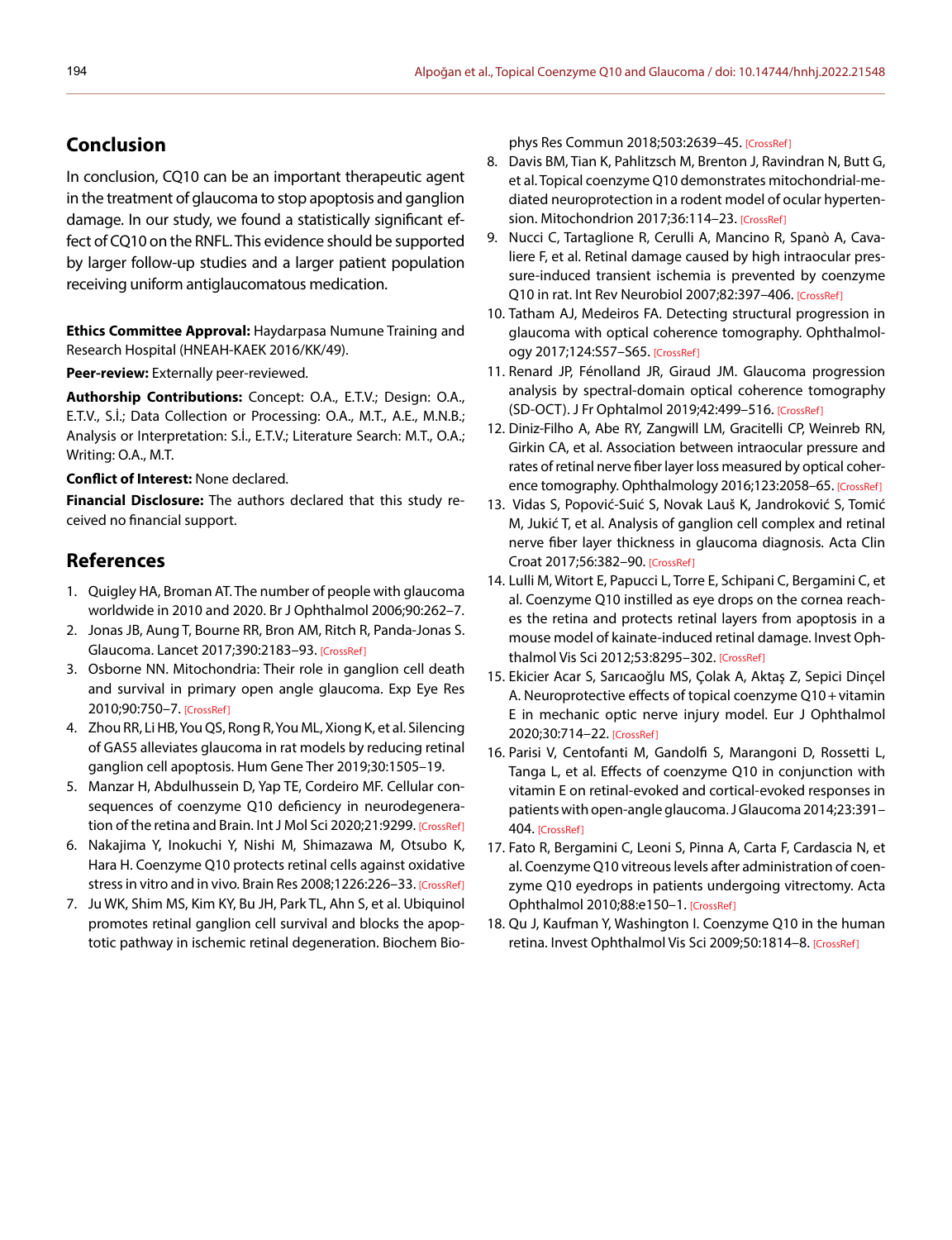## Conclusion

In conclusion, CQ10 can be an important therapeutic agent in the treatment of glaucoma to stop apoptosis and ganglion damage. In our study, we found a statistically significant effect of CQ10 on the RNFL. This evidence should be supported by larger follow-up studies and a larger patient population receiving uniform antiglaucomatous medication.

**Ethics Committee Approval:** Haydarpasa Numune Training and Research Hospital (HNEAH-KAEK 2016/KK/49).

**Peer-review:** Externally peer-reviewed.

**Authorship Contributions:** Concept: O.A., E.T.V.; Design: O.A., E.T.V., S.İ.; Data Collection or Processing: O.A., M.T., A.E., M.N.B.; Analysis or Interpretation: S.İ., E.T.V.; Literature Search: M.T., O.A.; Writing: O.A., M.T.

**Conflict of Interest:** None declared.

**Financial Disclosure:** The authors declared that this study received no financial support.

## References

1. Quigley HA, Broman AT. The number of people with glaucoma worldwide in 2010 and 2020. Br J Ophthalmol 2006;90:262–7.
2. Jonas JB, Aung T, Bourne RR, Bron AM, Ritch R, Panda-Jonas S. Glaucoma. Lancet 2017;390:2183–93. [CrossRef]
3. Osborne NN. Mitochondria: Their role in ganglion cell death and survival in primary open angle glaucoma. Exp Eye Res 2010;90:750–7. [CrossRef]
4. Zhou RR, Li HB, You QS, Rong R, You ML, Xiong K, et al. Silencing of GAS5 alleviates glaucoma in rat models by reducing retinal ganglion cell apoptosis. Hum Gene Ther 2019;30:1505–19.
5. Manzar H, Abdulhussein D, Yap TE, Cordeiro MF. Cellular consequences of coenzyme Q10 deficiency in neurodegeneration of the retina and Brain. Int J Mol Sci 2020;21:9299. [CrossRef]
6. Nakajima Y, Inokuchi Y, Nishi M, Shimazawa M, Otsubo K, Hara H. Coenzyme Q10 protects retinal cells against oxidative stress in vitro and in vivo. Brain Res 2008;1226:226–33. [CrossRef]
7. Ju WK, Shim MS, Kim KY, Bu JH, Park TL, Ahn S, et al. Ubiquinol promotes retinal ganglion cell survival and blocks the apoptotic pathway in ischemic retinal degeneration. Biochem Biophys Res Commun 2018;503:2639–45. [CrossRef]
8. Davis BM, Tian K, Pahlitzsch M, Brenton J, Ravindran N, Butt G, et al. Topical coenzyme Q10 demonstrates mitochondrial-mediated neuroprotection in a rodent model of ocular hypertension. Mitochondrion 2017;36:114–23. [CrossRef]
9. Nucci C, Tartaglione R, Cerulli A, Mancino R, Spanò A, Cavaliere F, et al. Retinal damage caused by high intraocular pressure-induced transient ischemia is prevented by coenzyme Q10 in rat. Int Rev Neurobiol 2007;82:397–406. [CrossRef]
10. Tatham AJ, Medeiros FA. Detecting structural progression in glaucoma with optical coherence tomography. Ophthalmology 2017;124:S57–S65. [CrossRef]
11. Renard JP, Fénolland JR, Giraud JM. Glaucoma progression analysis by spectral-domain optical coherence tomography (SD-OCT). J Fr Ophtalmol 2019;42:499–516. [CrossRef]
12. Diniz-Filho A, Abe RY, Zangwill LM, Gracitelli CP, Weinreb RN, Girkin CA, et al. Association between intraocular pressure and rates of retinal nerve fiber layer loss measured by optical coherence tomography. Ophthalmology 2016;123:2058–65. [CrossRef]
13. Vidas S, Popović-Suić S, Novak Lauš K, Jandroković S, Tomić M, Jukić T, et al. Analysis of ganglion cell complex and retinal nerve fiber layer thickness in glaucoma diagnosis. Acta Clin Croat 2017;56:382–90. [CrossRef]
14. Lulli M, Witort E, Papucci L, Torre E, Schipani C, Bergamini C, et al. Coenzyme Q10 instilled as eye drops on the cornea reaches the retina and protects retinal layers from apoptosis in a mouse model of kainate-induced retinal damage. Invest Ophthalmol Vis Sci 2012;53:8295–302. [CrossRef]
15. Ekicier Acar S, Sarıcaoğlu MS, Çolak A, Aktaş Z, Sepici Dinçel A. Neuroprotective effects of topical coenzyme Q10+vitamin E in mechanic optic nerve injury model. Eur J Ophthalmol 2020;30:714–22. [CrossRef]
16. Parisi V, Centofanti M, Gandolfi S, Marangoni D, Rossetti L, Tanga L, et al. Effects of coenzyme Q10 in conjunction with vitamin E on retinal-evoked and cortical-evoked responses in patients with open-angle glaucoma. J Glaucoma 2014;23:391–404. [CrossRef]
17. Fato R, Bergamini C, Leoni S, Pinna A, Carta F, Cardascia N, et al. Coenzyme Q10 vitreous levels after administration of coenzyme Q10 eyedrops in patients undergoing vitrectomy. Acta Ophthalmol 2010;88:e150–1. [CrossRef]
18. Qu J, Kaufman Y, Washington I. Coenzyme Q10 in the human retina. Invest Ophthalmol Vis Sci 2009;50:1814–8. [CrossRef]